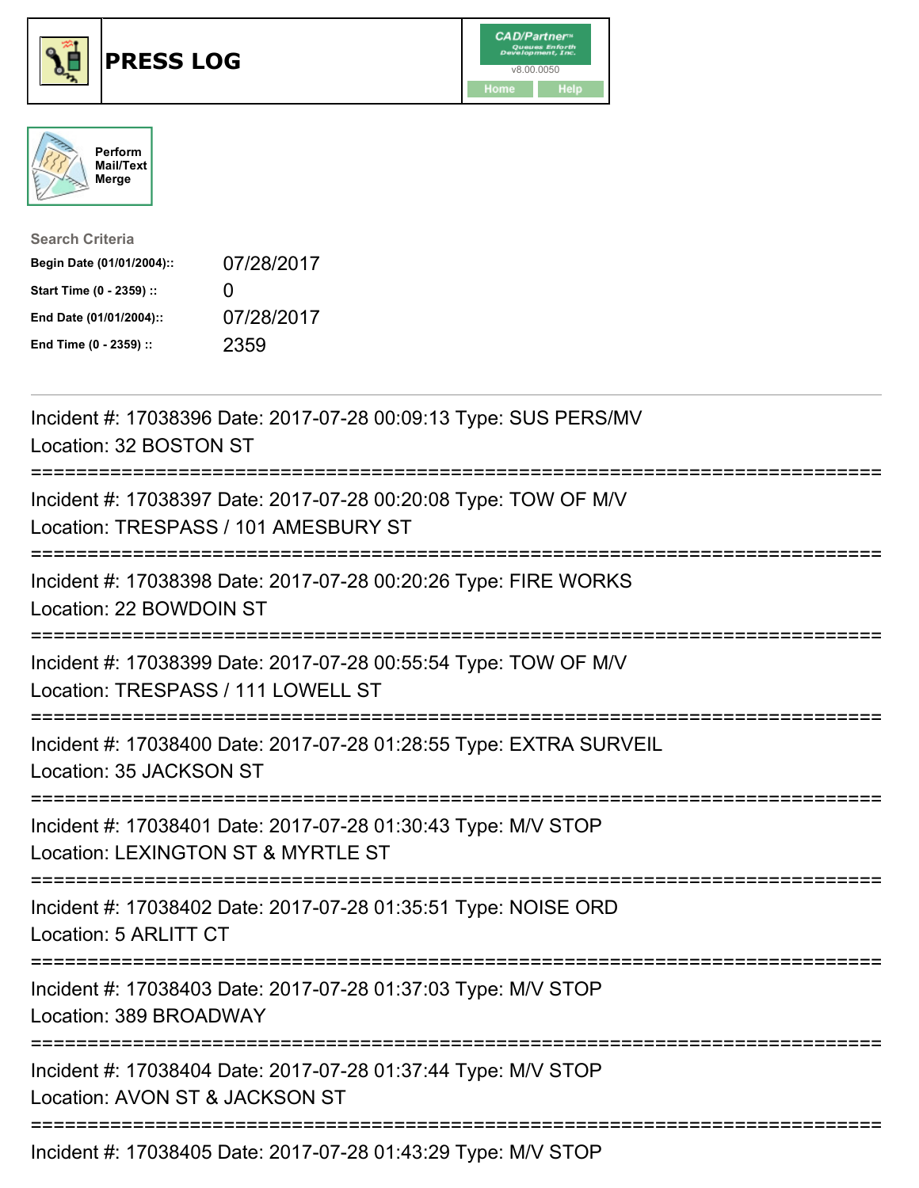# PRESS LOG

CAD/Partner™ v8.00.0050

Home Help

Perform Mail/Text Merge

**Search Criteria**

| | |
|---|---|
| **Begin Date (01/01/2004)::** | 07/28/2017 |
| **Start Time (0 - 2359) ::** | 0 |
| **End Date (01/01/2004)::** | 07/28/2017 |
| **End Time (0 - 2359) ::** | 2359 |

---

Incident #: 17038396 Date: 2017-07-28 00:09:13 Type: SUS PERS/MV
Location: 32 BOSTON ST

===========================================================================

Incident #: 17038397 Date: 2017-07-28 00:20:08 Type: TOW OF M/V
Location: TRESPASS / 101 AMESBURY ST

===========================================================================

Incident #: 17038398 Date: 2017-07-28 00:20:26 Type: FIRE WORKS
Location: 22 BOWDOIN ST

===========================================================================

Incident #: 17038399 Date: 2017-07-28 00:55:54 Type: TOW OF M/V
Location: TRESPASS / 111 LOWELL ST

===========================================================================

Incident #: 17038400 Date: 2017-07-28 01:28:55 Type: EXTRA SURVEIL
Location: 35 JACKSON ST

===========================================================================

Incident #: 17038401 Date: 2017-07-28 01:30:43 Type: M/V STOP
Location: LEXINGTON ST & MYRTLE ST

===========================================================================

Incident #: 17038402 Date: 2017-07-28 01:35:51 Type: NOISE ORD
Location: 5 ARLITT CT

===========================================================================

Incident #: 17038403 Date: 2017-07-28 01:37:03 Type: M/V STOP
Location: 389 BROADWAY

===========================================================================

Incident #: 17038404 Date: 2017-07-28 01:37:44 Type: M/V STOP
Location: AVON ST & JACKSON ST

===========================================================================

Incident #: 17038405 Date: 2017-07-28 01:43:29 Type: M/V STOP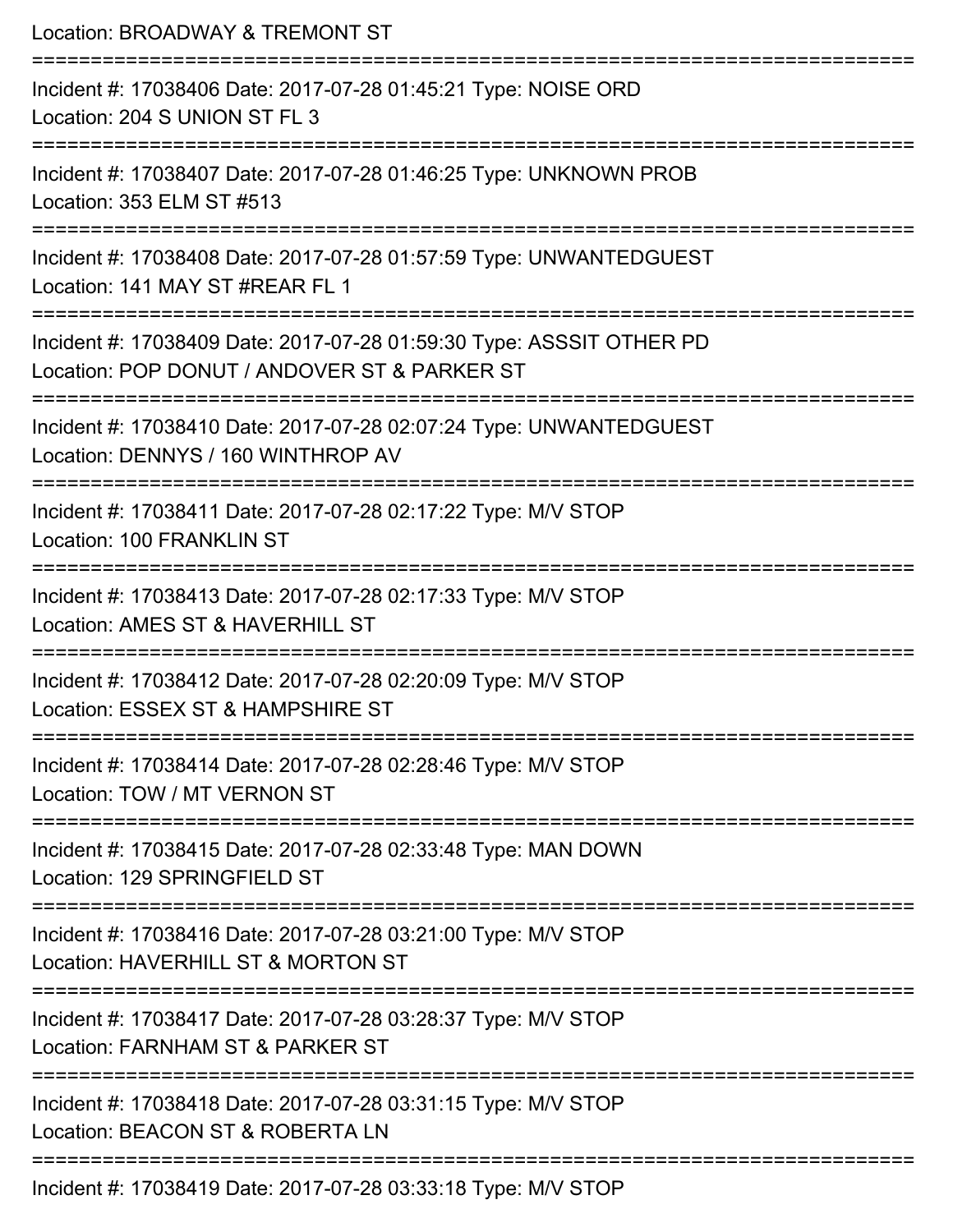Location: BROADWAY & TREMONT ST

===========================================================================

Incident #: 17038406 Date: 2017-07-28 01:45:21 Type: NOISE ORD
Location: 204 S UNION ST FL 3

===========================================================================

Incident #: 17038407 Date: 2017-07-28 01:46:25 Type: UNKNOWN PROB
Location: 353 ELM ST #513

===========================================================================

Incident #: 17038408 Date: 2017-07-28 01:57:59 Type: UNWANTEDGUEST
Location: 141 MAY ST #REAR FL 1

===========================================================================

Incident #: 17038409 Date: 2017-07-28 01:59:30 Type: ASSSIT OTHER PD
Location: POP DONUT / ANDOVER ST & PARKER ST

===========================================================================

Incident #: 17038410 Date: 2017-07-28 02:07:24 Type: UNWANTEDGUEST
Location: DENNYS / 160 WINTHROP AV

===========================================================================

Incident #: 17038411 Date: 2017-07-28 02:17:22 Type: M/V STOP
Location: 100 FRANKLIN ST

===========================================================================

Incident #: 17038413 Date: 2017-07-28 02:17:33 Type: M/V STOP
Location: AMES ST & HAVERHILL ST

===========================================================================

Incident #: 17038412 Date: 2017-07-28 02:20:09 Type: M/V STOP
Location: ESSEX ST & HAMPSHIRE ST

===========================================================================

Incident #: 17038414 Date: 2017-07-28 02:28:46 Type: M/V STOP
Location: TOW / MT VERNON ST

===========================================================================

Incident #: 17038415 Date: 2017-07-28 02:33:48 Type: MAN DOWN
Location: 129 SPRINGFIELD ST

===========================================================================

Incident #: 17038416 Date: 2017-07-28 03:21:00 Type: M/V STOP
Location: HAVERHILL ST & MORTON ST

===========================================================================

Incident #: 17038417 Date: 2017-07-28 03:28:37 Type: M/V STOP
Location: FARNHAM ST & PARKER ST

===========================================================================

Incident #: 17038418 Date: 2017-07-28 03:31:15 Type: M/V STOP
Location: BEACON ST & ROBERTA LN

===========================================================================

Incident #: 17038419 Date: 2017-07-28 03:33:18 Type: M/V STOP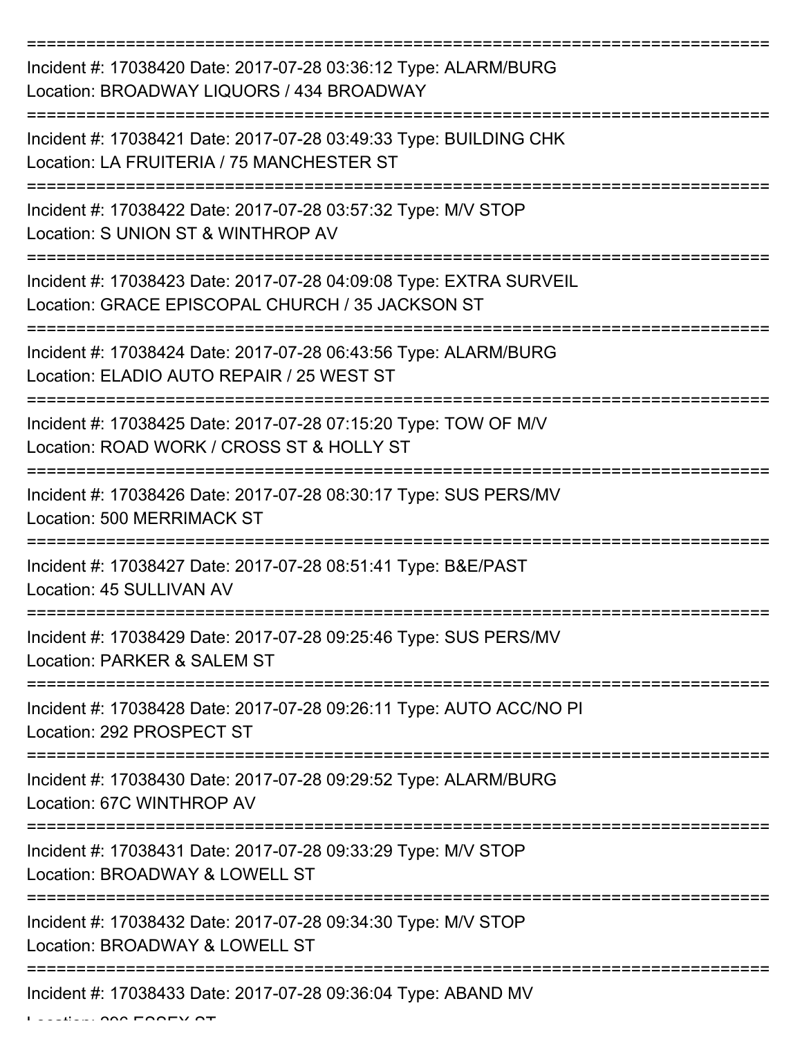===========================================================================

Incident #: 17038420 Date: 2017-07-28 03:36:12 Type: ALARM/BURG
Location: BROADWAY LIQUORS / 434 BROADWAY

===========================================================================

Incident #: 17038421 Date: 2017-07-28 03:49:33 Type: BUILDING CHK
Location: LA FRUITERIA / 75 MANCHESTER ST

===========================================================================

Incident #: 17038422 Date: 2017-07-28 03:57:32 Type: M/V STOP
Location: S UNION ST & WINTHROP AV

===========================================================================

Incident #: 17038423 Date: 2017-07-28 04:09:08 Type: EXTRA SURVEIL
Location: GRACE EPISCOPAL CHURCH / 35 JACKSON ST

===========================================================================

Incident #: 17038424 Date: 2017-07-28 06:43:56 Type: ALARM/BURG
Location: ELADIO AUTO REPAIR / 25 WEST ST

===========================================================================

Incident #: 17038425 Date: 2017-07-28 07:15:20 Type: TOW OF M/V
Location: ROAD WORK / CROSS ST & HOLLY ST

===========================================================================

Incident #: 17038426 Date: 2017-07-28 08:30:17 Type: SUS PERS/MV
Location: 500 MERRIMACK ST

===========================================================================

Incident #: 17038427 Date: 2017-07-28 08:51:41 Type: B&E/PAST
Location: 45 SULLIVAN AV

===========================================================================

Incident #: 17038429 Date: 2017-07-28 09:25:46 Type: SUS PERS/MV
Location: PARKER & SALEM ST

===========================================================================

Incident #: 17038428 Date: 2017-07-28 09:26:11 Type: AUTO ACC/NO PI
Location: 292 PROSPECT ST

===========================================================================

Incident #: 17038430 Date: 2017-07-28 09:29:52 Type: ALARM/BURG
Location: 67C WINTHROP AV

===========================================================================

Incident #: 17038431 Date: 2017-07-28 09:33:29 Type: M/V STOP
Location: BROADWAY & LOWELL ST

===========================================================================

Incident #: 17038432 Date: 2017-07-28 09:34:30 Type: M/V STOP
Location: BROADWAY & LOWELL ST

===========================================================================

Incident #: 17038433 Date: 2017-07-28 09:36:04 Type: ABAND MV
Location: 206 ESSEX ST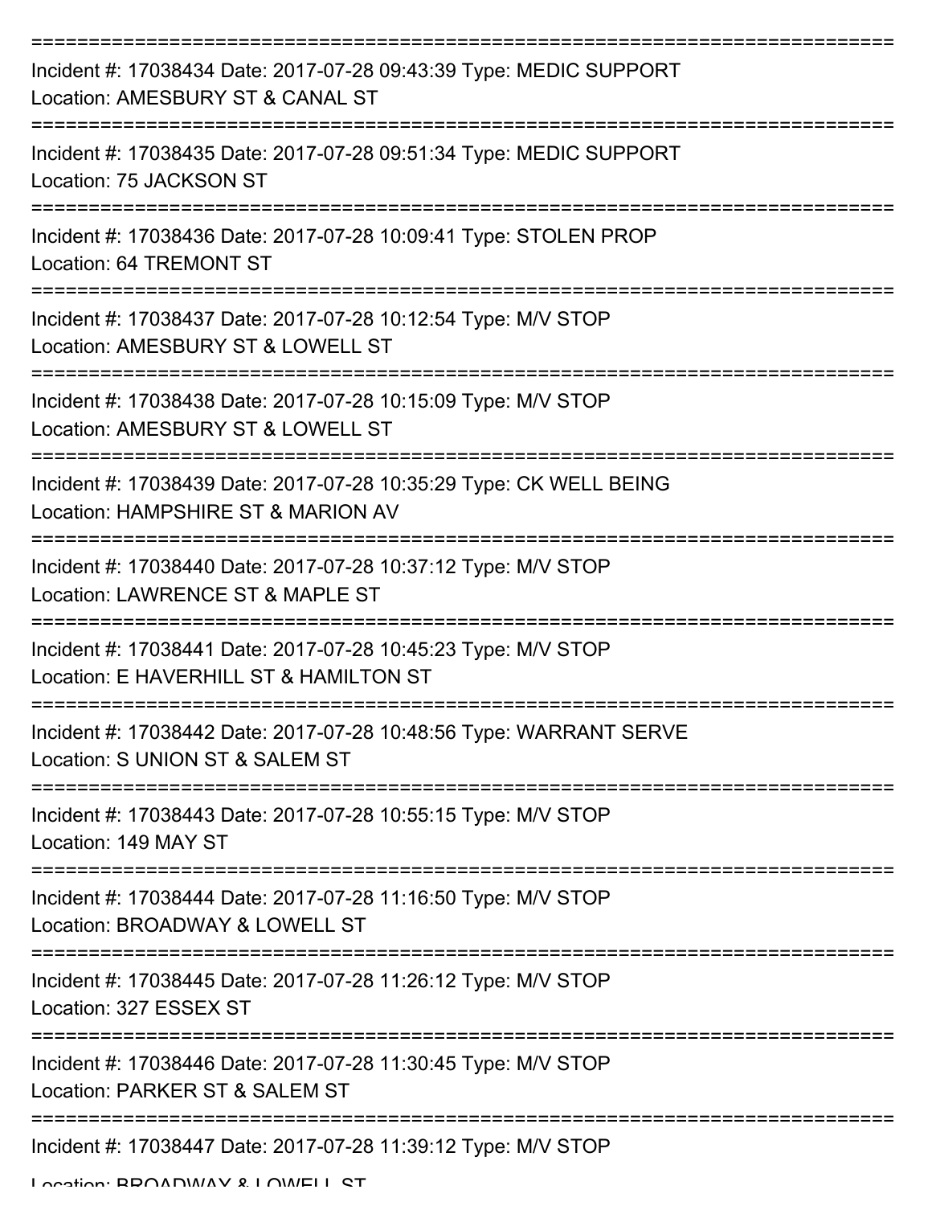===========================================================================

Incident #: 17038434 Date: 2017-07-28 09:43:39 Type: MEDIC SUPPORT
Location: AMESBURY ST & CANAL ST

===========================================================================

Incident #: 17038435 Date: 2017-07-28 09:51:34 Type: MEDIC SUPPORT
Location: 75 JACKSON ST

===========================================================================

Incident #: 17038436 Date: 2017-07-28 10:09:41 Type: STOLEN PROP
Location: 64 TREMONT ST

===========================================================================

Incident #: 17038437 Date: 2017-07-28 10:12:54 Type: M/V STOP
Location: AMESBURY ST & LOWELL ST

===========================================================================

Incident #: 17038438 Date: 2017-07-28 10:15:09 Type: M/V STOP
Location: AMESBURY ST & LOWELL ST

===========================================================================

Incident #: 17038439 Date: 2017-07-28 10:35:29 Type: CK WELL BEING
Location: HAMPSHIRE ST & MARION AV

===========================================================================

Incident #: 17038440 Date: 2017-07-28 10:37:12 Type: M/V STOP
Location: LAWRENCE ST & MAPLE ST

===========================================================================

Incident #: 17038441 Date: 2017-07-28 10:45:23 Type: M/V STOP
Location: E HAVERHILL ST & HAMILTON ST

===========================================================================

Incident #: 17038442 Date: 2017-07-28 10:48:56 Type: WARRANT SERVE
Location: S UNION ST & SALEM ST

===========================================================================

Incident #: 17038443 Date: 2017-07-28 10:55:15 Type: M/V STOP
Location: 149 MAY ST

===========================================================================

Incident #: 17038444 Date: 2017-07-28 11:16:50 Type: M/V STOP
Location: BROADWAY & LOWELL ST

===========================================================================

Incident #: 17038445 Date: 2017-07-28 11:26:12 Type: M/V STOP
Location: 327 ESSEX ST

===========================================================================

Incident #: 17038446 Date: 2017-07-28 11:30:45 Type: M/V STOP
Location: PARKER ST & SALEM ST

===========================================================================

Incident #: 17038447 Date: 2017-07-28 11:39:12 Type: M/V STOP
Location: BROADWAY & LOWELL ST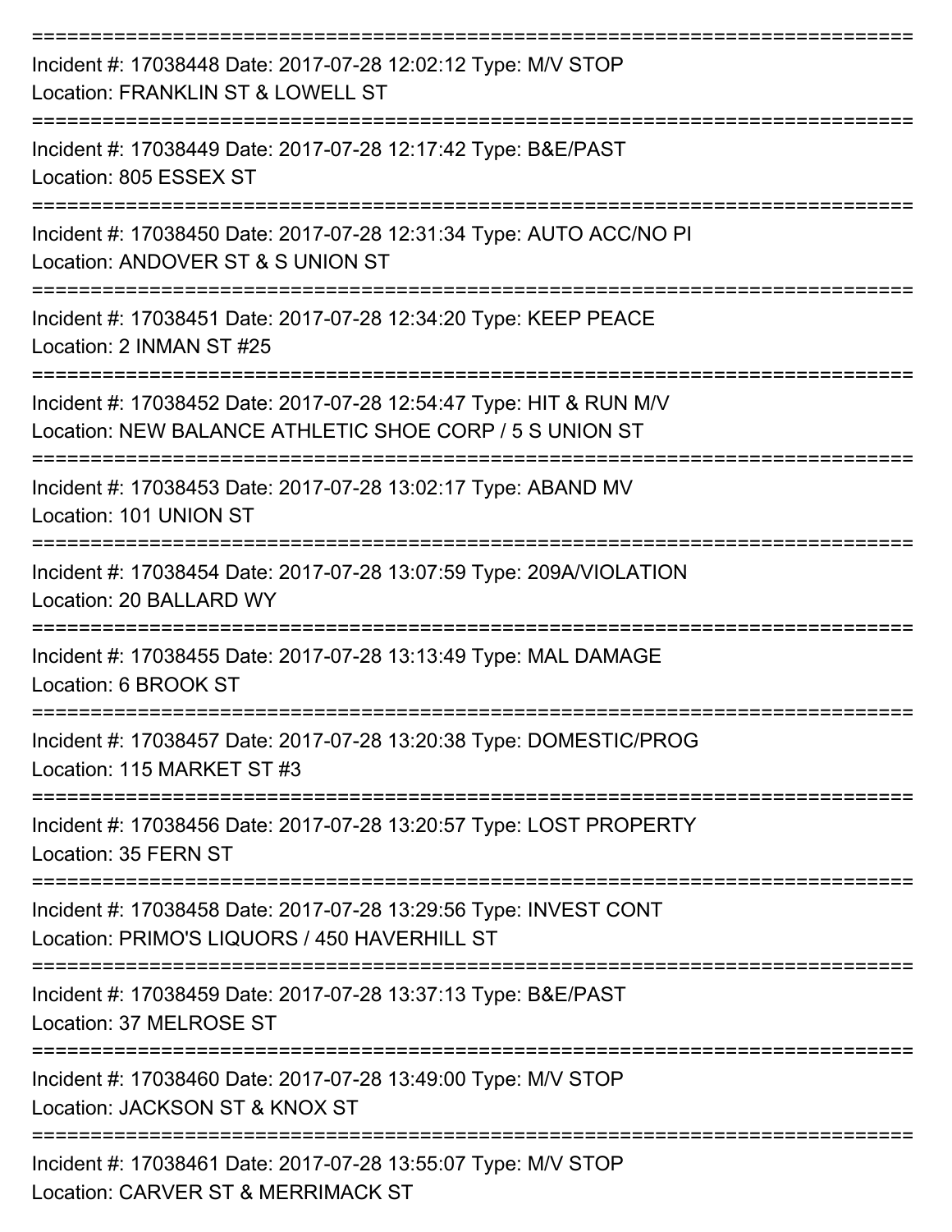Incident #: 17038448 Date: 2017-07-28 12:02:12 Type: M/V STOP
Location: FRANKLIN ST & LOWELL ST

---

Incident #: 17038449 Date: 2017-07-28 12:17:42 Type: B&E/PAST
Location: 805 ESSEX ST

---

Incident #: 17038450 Date: 2017-07-28 12:31:34 Type: AUTO ACC/NO PI
Location: ANDOVER ST & S UNION ST

---

Incident #: 17038451 Date: 2017-07-28 12:34:20 Type: KEEP PEACE
Location: 2 INMAN ST #25

---

Incident #: 17038452 Date: 2017-07-28 12:54:47 Type: HIT & RUN M/V
Location: NEW BALANCE ATHLETIC SHOE CORP / 5 S UNION ST

---

Incident #: 17038453 Date: 2017-07-28 13:02:17 Type: ABAND MV
Location: 101 UNION ST

---

Incident #: 17038454 Date: 2017-07-28 13:07:59 Type: 209A/VIOLATION
Location: 20 BALLARD WY

---

Incident #: 17038455 Date: 2017-07-28 13:13:49 Type: MAL DAMAGE
Location: 6 BROOK ST

---

Incident #: 17038457 Date: 2017-07-28 13:20:38 Type: DOMESTIC/PROG
Location: 115 MARKET ST #3

---

Incident #: 17038456 Date: 2017-07-28 13:20:57 Type: LOST PROPERTY
Location: 35 FERN ST

---

Incident #: 17038458 Date: 2017-07-28 13:29:56 Type: INVEST CONT
Location: PRIMO'S LIQUORS / 450 HAVERHILL ST

---

Incident #: 17038459 Date: 2017-07-28 13:37:13 Type: B&E/PAST
Location: 37 MELROSE ST

---

Incident #: 17038460 Date: 2017-07-28 13:49:00 Type: M/V STOP
Location: JACKSON ST & KNOX ST

---

Incident #: 17038461 Date: 2017-07-28 13:55:07 Type: M/V STOP
Location: CARVER ST & MERRIMACK ST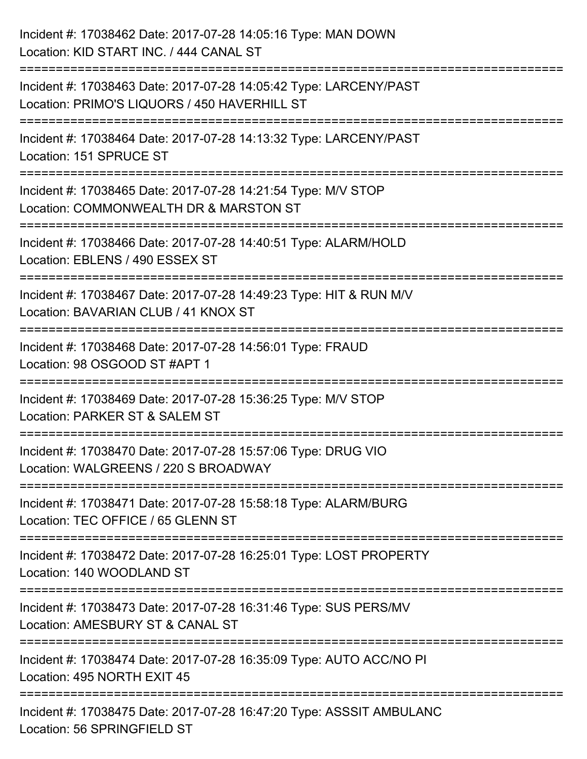Incident #: 17038462 Date: 2017-07-28 14:05:16 Type: MAN DOWN
Location: KID START INC. / 444 CANAL ST

===========================================================================

Incident #: 17038463 Date: 2017-07-28 14:05:42 Type: LARCENY/PAST
Location: PRIMO'S LIQUORS / 450 HAVERHILL ST

===========================================================================

Incident #: 17038464 Date: 2017-07-28 14:13:32 Type: LARCENY/PAST
Location: 151 SPRUCE ST

===========================================================================

Incident #: 17038465 Date: 2017-07-28 14:21:54 Type: M/V STOP
Location: COMMONWEALTH DR & MARSTON ST

===========================================================================

Incident #: 17038466 Date: 2017-07-28 14:40:51 Type: ALARM/HOLD
Location: EBLENS / 490 ESSEX ST

===========================================================================

Incident #: 17038467 Date: 2017-07-28 14:49:23 Type: HIT & RUN M/V
Location: BAVARIAN CLUB / 41 KNOX ST

===========================================================================

Incident #: 17038468 Date: 2017-07-28 14:56:01 Type: FRAUD
Location: 98 OSGOOD ST #APT 1

===========================================================================

Incident #: 17038469 Date: 2017-07-28 15:36:25 Type: M/V STOP
Location: PARKER ST & SALEM ST

===========================================================================

Incident #: 17038470 Date: 2017-07-28 15:57:06 Type: DRUG VIO
Location: WALGREENS / 220 S BROADWAY

===========================================================================

Incident #: 17038471 Date: 2017-07-28 15:58:18 Type: ALARM/BURG
Location: TEC OFFICE / 65 GLENN ST

===========================================================================

Incident #: 17038472 Date: 2017-07-28 16:25:01 Type: LOST PROPERTY
Location: 140 WOODLAND ST

===========================================================================

Incident #: 17038473 Date: 2017-07-28 16:31:46 Type: SUS PERS/MV
Location: AMESBURY ST & CANAL ST

===========================================================================

Incident #: 17038474 Date: 2017-07-28 16:35:09 Type: AUTO ACC/NO PI
Location: 495 NORTH EXIT 45

===========================================================================

Incident #: 17038475 Date: 2017-07-28 16:47:20 Type: ASSSIT AMBULANC
Location: 56 SPRINGFIELD ST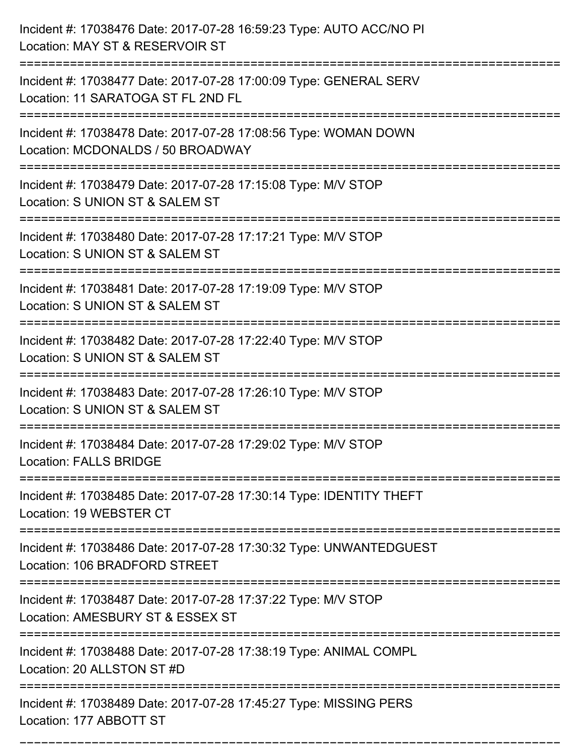Incident #: 17038476 Date: 2017-07-28 16:59:23 Type: AUTO ACC/NO PI
Location: MAY ST & RESERVOIR ST

===========================================================================

Incident #: 17038477 Date: 2017-07-28 17:00:09 Type: GENERAL SERV
Location: 11 SARATOGA ST FL 2ND FL

===========================================================================

Incident #: 17038478 Date: 2017-07-28 17:08:56 Type: WOMAN DOWN
Location: MCDONALDS / 50 BROADWAY

===========================================================================

Incident #: 17038479 Date: 2017-07-28 17:15:08 Type: M/V STOP
Location: S UNION ST & SALEM ST

===========================================================================

Incident #: 17038480 Date: 2017-07-28 17:17:21 Type: M/V STOP
Location: S UNION ST & SALEM ST

===========================================================================

Incident #: 17038481 Date: 2017-07-28 17:19:09 Type: M/V STOP
Location: S UNION ST & SALEM ST

===========================================================================

Incident #: 17038482 Date: 2017-07-28 17:22:40 Type: M/V STOP
Location: S UNION ST & SALEM ST

===========================================================================

Incident #: 17038483 Date: 2017-07-28 17:26:10 Type: M/V STOP
Location: S UNION ST & SALEM ST

===========================================================================

Incident #: 17038484 Date: 2017-07-28 17:29:02 Type: M/V STOP
Location: FALLS BRIDGE

===========================================================================

Incident #: 17038485 Date: 2017-07-28 17:30:14 Type: IDENTITY THEFT
Location: 19 WEBSTER CT

===========================================================================

Incident #: 17038486 Date: 2017-07-28 17:30:32 Type: UNWANTEDGUEST
Location: 106 BRADFORD STREET

===========================================================================

Incident #: 17038487 Date: 2017-07-28 17:37:22 Type: M/V STOP
Location: AMESBURY ST & ESSEX ST

===========================================================================

Incident #: 17038488 Date: 2017-07-28 17:38:19 Type: ANIMAL COMPL
Location: 20 ALLSTON ST #D

===========================================================================

Incident #: 17038489 Date: 2017-07-28 17:45:27 Type: MISSING PERS
Location: 177 ABBOTT ST

===========================================================================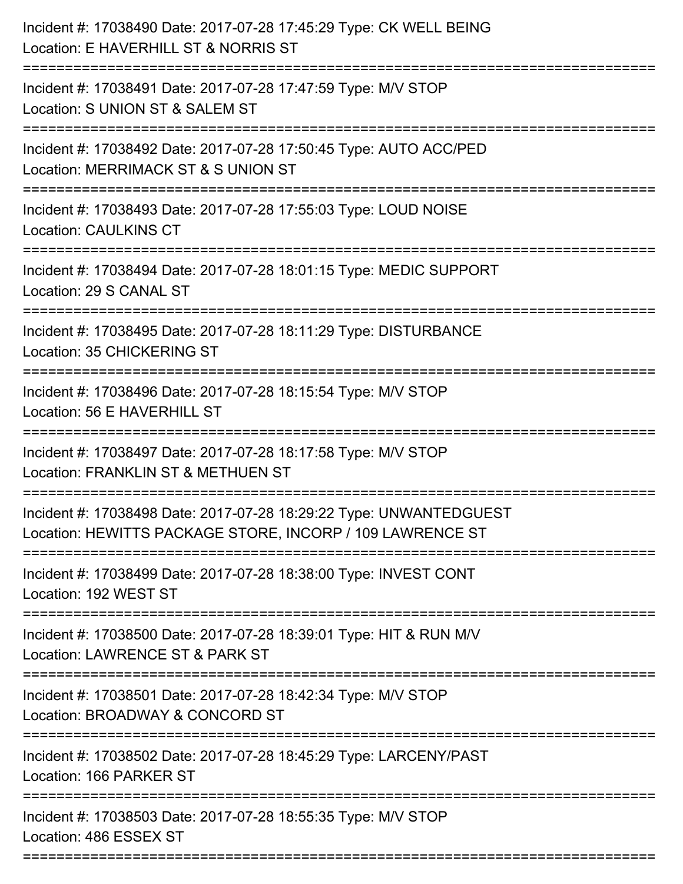Incident #: 17038490 Date: 2017-07-28 17:45:29 Type: CK WELL BEING
Location: E HAVERHILL ST & NORRIS ST

===========================================================================

Incident #: 17038491 Date: 2017-07-28 17:47:59 Type: M/V STOP
Location: S UNION ST & SALEM ST

===========================================================================

Incident #: 17038492 Date: 2017-07-28 17:50:45 Type: AUTO ACC/PED
Location: MERRIMACK ST & S UNION ST

===========================================================================

Incident #: 17038493 Date: 2017-07-28 17:55:03 Type: LOUD NOISE
Location: CAULKINS CT

===========================================================================

Incident #: 17038494 Date: 2017-07-28 18:01:15 Type: MEDIC SUPPORT
Location: 29 S CANAL ST

===========================================================================

Incident #: 17038495 Date: 2017-07-28 18:11:29 Type: DISTURBANCE
Location: 35 CHICKERING ST

===========================================================================

Incident #: 17038496 Date: 2017-07-28 18:15:54 Type: M/V STOP
Location: 56 E HAVERHILL ST

===========================================================================

Incident #: 17038497 Date: 2017-07-28 18:17:58 Type: M/V STOP
Location: FRANKLIN ST & METHUEN ST

===========================================================================

Incident #: 17038498 Date: 2017-07-28 18:29:22 Type: UNWANTEDGUEST
Location: HEWITTS PACKAGE STORE, INCORP / 109 LAWRENCE ST

===========================================================================

Incident #: 17038499 Date: 2017-07-28 18:38:00 Type: INVEST CONT
Location: 192 WEST ST

===========================================================================

Incident #: 17038500 Date: 2017-07-28 18:39:01 Type: HIT & RUN M/V
Location: LAWRENCE ST & PARK ST

===========================================================================

Incident #: 17038501 Date: 2017-07-28 18:42:34 Type: M/V STOP
Location: BROADWAY & CONCORD ST

===========================================================================

Incident #: 17038502 Date: 2017-07-28 18:45:29 Type: LARCENY/PAST
Location: 166 PARKER ST

===========================================================================

Incident #: 17038503 Date: 2017-07-28 18:55:35 Type: M/V STOP
Location: 486 ESSEX ST

===========================================================================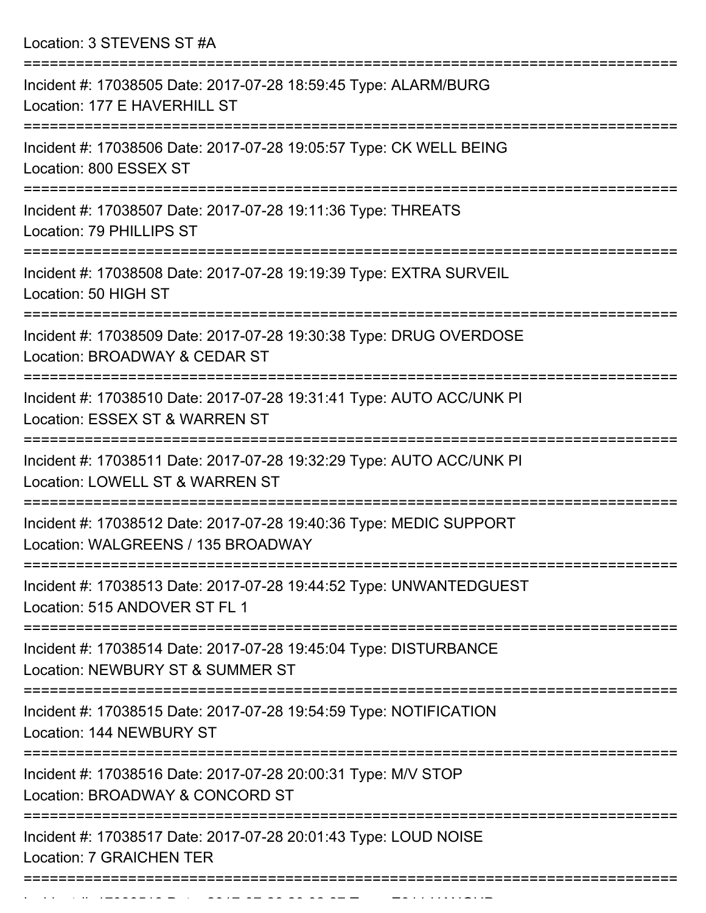Location: 3 STEVENS ST #A

===========================================================================

Incident #: 17038505 Date: 2017-07-28 18:59:45 Type: ALARM/BURG
Location: 177 E HAVERHILL ST

===========================================================================

Incident #: 17038506 Date: 2017-07-28 19:05:57 Type: CK WELL BEING
Location: 800 ESSEX ST

===========================================================================

Incident #: 17038507 Date: 2017-07-28 19:11:36 Type: THREATS
Location: 79 PHILLIPS ST

===========================================================================

Incident #: 17038508 Date: 2017-07-28 19:19:39 Type: EXTRA SURVEIL
Location: 50 HIGH ST

===========================================================================

Incident #: 17038509 Date: 2017-07-28 19:30:38 Type: DRUG OVERDOSE
Location: BROADWAY & CEDAR ST

===========================================================================

Incident #: 17038510 Date: 2017-07-28 19:31:41 Type: AUTO ACC/UNK PI
Location: ESSEX ST & WARREN ST

===========================================================================

Incident #: 17038511 Date: 2017-07-28 19:32:29 Type: AUTO ACC/UNK PI
Location: LOWELL ST & WARREN ST

===========================================================================

Incident #: 17038512 Date: 2017-07-28 19:40:36 Type: MEDIC SUPPORT
Location: WALGREENS / 135 BROADWAY

===========================================================================

Incident #: 17038513 Date: 2017-07-28 19:44:52 Type: UNWANTEDGUEST
Location: 515 ANDOVER ST FL 1

===========================================================================

Incident #: 17038514 Date: 2017-07-28 19:45:04 Type: DISTURBANCE
Location: NEWBURY ST & SUMMER ST

===========================================================================

Incident #: 17038515 Date: 2017-07-28 19:54:59 Type: NOTIFICATION
Location: 144 NEWBURY ST

===========================================================================

Incident #: 17038516 Date: 2017-07-28 20:00:31 Type: M/V STOP
Location: BROADWAY & CONCORD ST

===========================================================================

Incident #: 17038517 Date: 2017-07-28 20:01:43 Type: LOUD NOISE
Location: 7 GRAICHEN TER

===========================================================================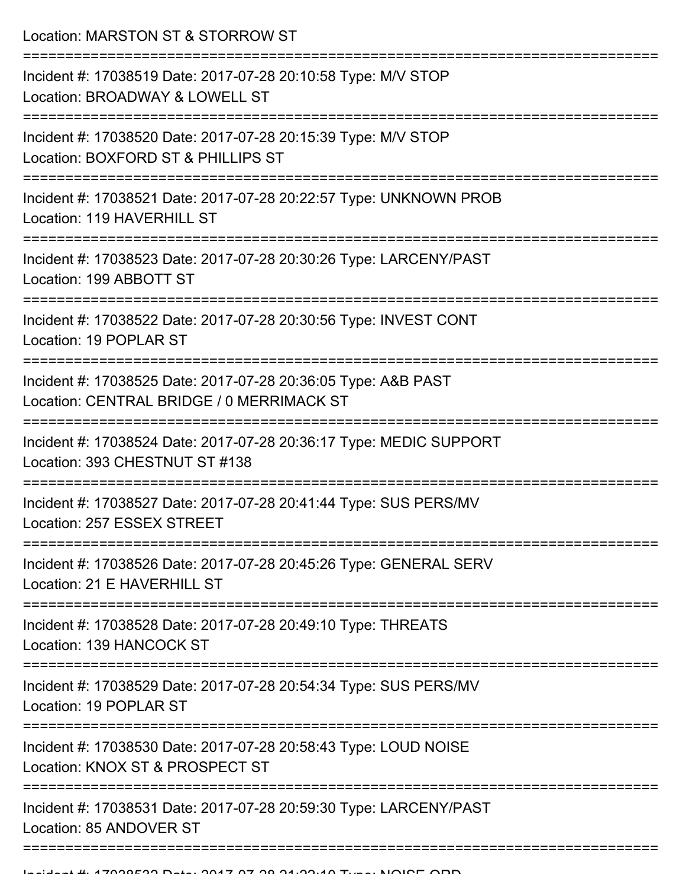Location: MARSTON ST & STORROW ST

===========================================================================

Incident #: 17038519 Date: 2017-07-28 20:10:58 Type: M/V STOP
Location: BROADWAY & LOWELL ST

===========================================================================

Incident #: 17038520 Date: 2017-07-28 20:15:39 Type: M/V STOP
Location: BOXFORD ST & PHILLIPS ST

===========================================================================

Incident #: 17038521 Date: 2017-07-28 20:22:57 Type: UNKNOWN PROB
Location: 119 HAVERHILL ST

===========================================================================

Incident #: 17038523 Date: 2017-07-28 20:30:26 Type: LARCENY/PAST
Location: 199 ABBOTT ST

===========================================================================

Incident #: 17038522 Date: 2017-07-28 20:30:56 Type: INVEST CONT
Location: 19 POPLAR ST

===========================================================================

Incident #: 17038525 Date: 2017-07-28 20:36:05 Type: A&B PAST
Location: CENTRAL BRIDGE / 0 MERRIMACK ST

===========================================================================

Incident #: 17038524 Date: 2017-07-28 20:36:17 Type: MEDIC SUPPORT
Location: 393 CHESTNUT ST #138

===========================================================================

Incident #: 17038527 Date: 2017-07-28 20:41:44 Type: SUS PERS/MV
Location: 257 ESSEX STREET

===========================================================================

Incident #: 17038526 Date: 2017-07-28 20:45:26 Type: GENERAL SERV
Location: 21 E HAVERHILL ST

===========================================================================

Incident #: 17038528 Date: 2017-07-28 20:49:10 Type: THREATS
Location: 139 HANCOCK ST

===========================================================================

Incident #: 17038529 Date: 2017-07-28 20:54:34 Type: SUS PERS/MV
Location: 19 POPLAR ST

===========================================================================

Incident #: 17038530 Date: 2017-07-28 20:58:43 Type: LOUD NOISE
Location: KNOX ST & PROSPECT ST

===========================================================================

Incident #: 17038531 Date: 2017-07-28 20:59:30 Type: LARCENY/PAST
Location: 85 ANDOVER ST

===========================================================================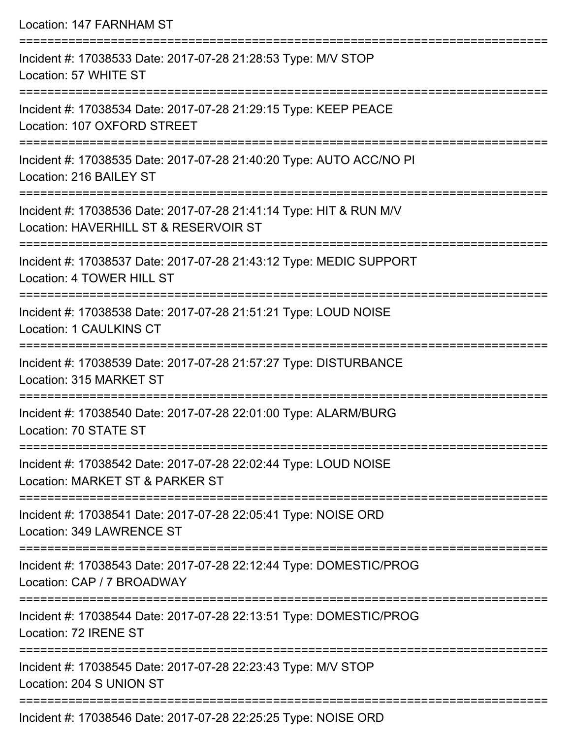Location: 147 FARNHAM ST

===========================================================================

Incident #: 17038533 Date: 2017-07-28 21:28:53 Type: M/V STOP
Location: 57 WHITE ST

===========================================================================

Incident #: 17038534 Date: 2017-07-28 21:29:15 Type: KEEP PEACE
Location: 107 OXFORD STREET

===========================================================================

Incident #: 17038535 Date: 2017-07-28 21:40:20 Type: AUTO ACC/NO PI
Location: 216 BAILEY ST

===========================================================================

Incident #: 17038536 Date: 2017-07-28 21:41:14 Type: HIT & RUN M/V
Location: HAVERHILL ST & RESERVOIR ST

===========================================================================

Incident #: 17038537 Date: 2017-07-28 21:43:12 Type: MEDIC SUPPORT
Location: 4 TOWER HILL ST

===========================================================================

Incident #: 17038538 Date: 2017-07-28 21:51:21 Type: LOUD NOISE
Location: 1 CAULKINS CT

===========================================================================

Incident #: 17038539 Date: 2017-07-28 21:57:27 Type: DISTURBANCE
Location: 315 MARKET ST

===========================================================================

Incident #: 17038540 Date: 2017-07-28 22:01:00 Type: ALARM/BURG
Location: 70 STATE ST

===========================================================================

Incident #: 17038542 Date: 2017-07-28 22:02:44 Type: LOUD NOISE
Location: MARKET ST & PARKER ST

===========================================================================

Incident #: 17038541 Date: 2017-07-28 22:05:41 Type: NOISE ORD
Location: 349 LAWRENCE ST

===========================================================================

Incident #: 17038543 Date: 2017-07-28 22:12:44 Type: DOMESTIC/PROG
Location: CAP / 7 BROADWAY

===========================================================================

Incident #: 17038544 Date: 2017-07-28 22:13:51 Type: DOMESTIC/PROG
Location: 72 IRENE ST

===========================================================================

Incident #: 17038545 Date: 2017-07-28 22:23:43 Type: M/V STOP
Location: 204 S UNION ST

===========================================================================

Incident #: 17038546 Date: 2017-07-28 22:25:25 Type: NOISE ORD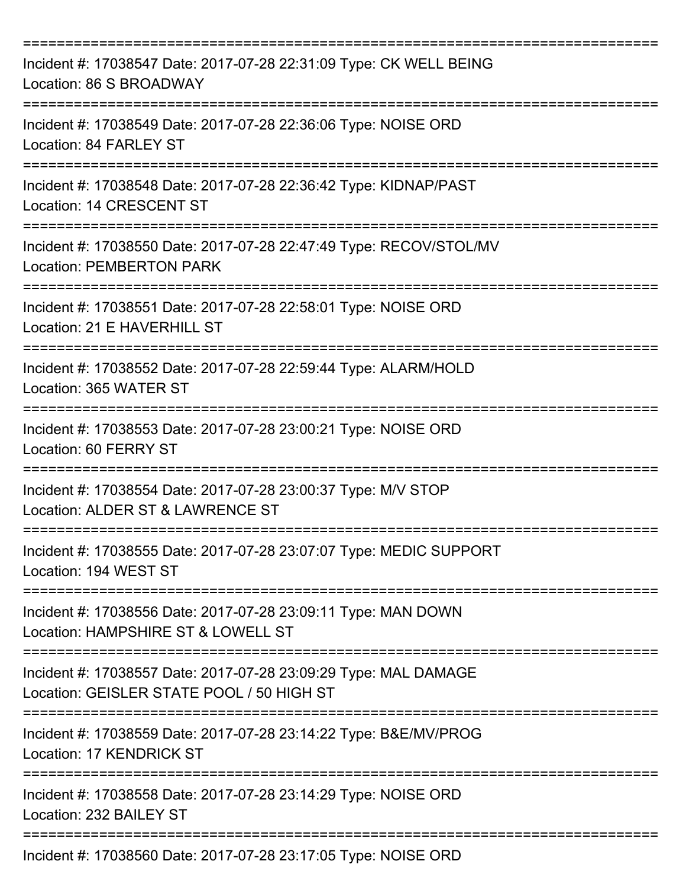===========================================================================
Incident #: 17038547 Date: 2017-07-28 22:31:09 Type: CK WELL BEING
Location: 86 S BROADWAY
===========================================================================
Incident #: 17038549 Date: 2017-07-28 22:36:06 Type: NOISE ORD
Location: 84 FARLEY ST
===========================================================================
Incident #: 17038548 Date: 2017-07-28 22:36:42 Type: KIDNAP/PAST
Location: 14 CRESCENT ST
===========================================================================
Incident #: 17038550 Date: 2017-07-28 22:47:49 Type: RECOV/STOL/MV
Location: PEMBERTON PARK
===========================================================================
Incident #: 17038551 Date: 2017-07-28 22:58:01 Type: NOISE ORD
Location: 21 E HAVERHILL ST
===========================================================================
Incident #: 17038552 Date: 2017-07-28 22:59:44 Type: ALARM/HOLD
Location: 365 WATER ST
===========================================================================
Incident #: 17038553 Date: 2017-07-28 23:00:21 Type: NOISE ORD
Location: 60 FERRY ST
===========================================================================
Incident #: 17038554 Date: 2017-07-28 23:00:37 Type: M/V STOP
Location: ALDER ST & LAWRENCE ST
===========================================================================
Incident #: 17038555 Date: 2017-07-28 23:07:07 Type: MEDIC SUPPORT
Location: 194 WEST ST
===========================================================================
Incident #: 17038556 Date: 2017-07-28 23:09:11 Type: MAN DOWN
Location: HAMPSHIRE ST & LOWELL ST
===========================================================================
Incident #: 17038557 Date: 2017-07-28 23:09:29 Type: MAL DAMAGE
Location: GEISLER STATE POOL / 50 HIGH ST
===========================================================================
Incident #: 17038559 Date: 2017-07-28 23:14:22 Type: B&E/MV/PROG
Location: 17 KENDRICK ST
===========================================================================
Incident #: 17038558 Date: 2017-07-28 23:14:29 Type: NOISE ORD
Location: 232 BAILEY ST
===========================================================================
Incident #: 17038560 Date: 2017-07-28 23:17:05 Type: NOISE ORD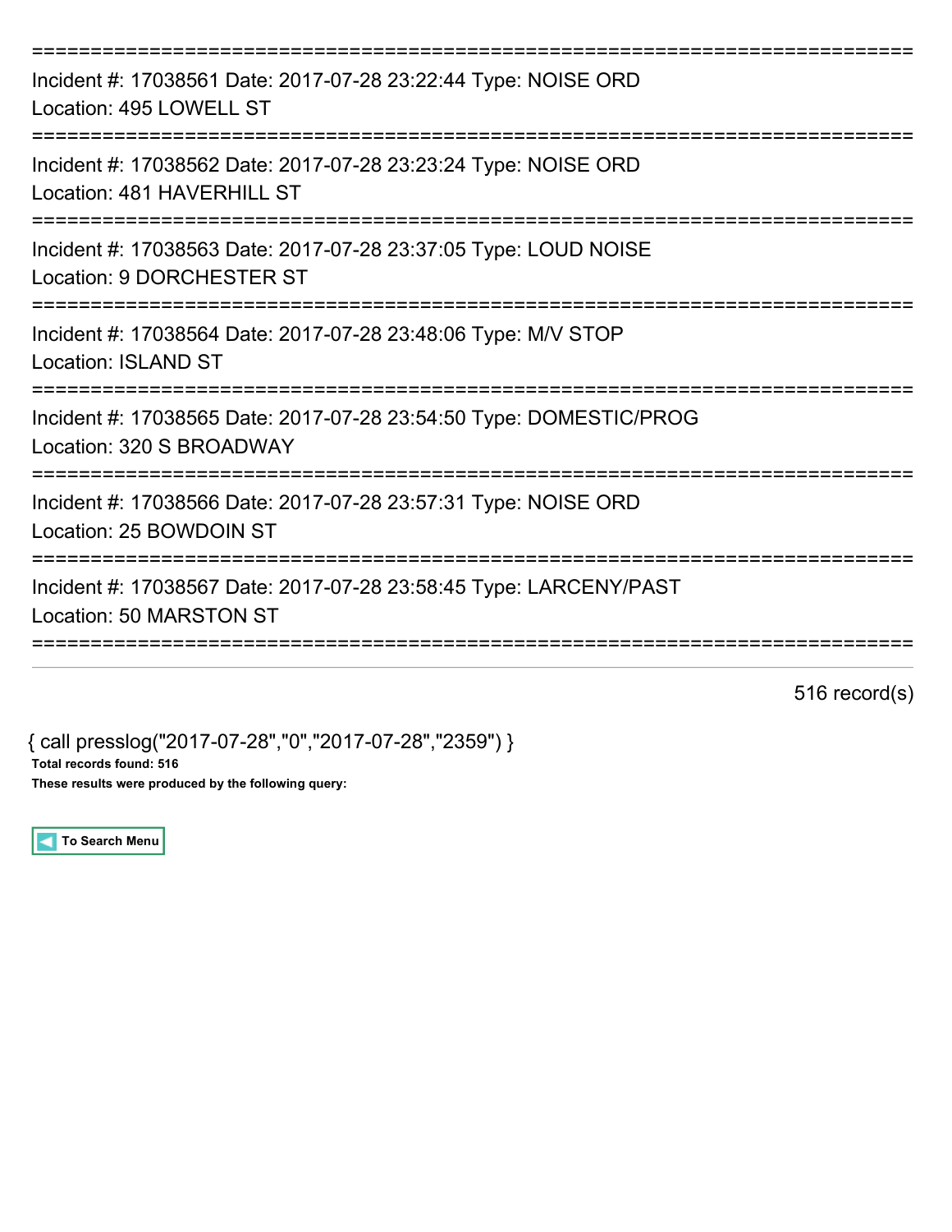===========================================================================

Incident #: 17038561 Date: 2017-07-28 23:22:44 Type: NOISE ORD
Location: 495 LOWELL ST

===========================================================================

Incident #: 17038562 Date: 2017-07-28 23:23:24 Type: NOISE ORD
Location: 481 HAVERHILL ST

===========================================================================

Incident #: 17038563 Date: 2017-07-28 23:37:05 Type: LOUD NOISE
Location: 9 DORCHESTER ST

===========================================================================

Incident #: 17038564 Date: 2017-07-28 23:48:06 Type: M/V STOP
Location: ISLAND ST

===========================================================================

Incident #: 17038565 Date: 2017-07-28 23:54:50 Type: DOMESTIC/PROG
Location: 320 S BROADWAY

===========================================================================

Incident #: 17038566 Date: 2017-07-28 23:57:31 Type: NOISE ORD
Location: 25 BOWDOIN ST

===========================================================================

Incident #: 17038567 Date: 2017-07-28 23:58:45 Type: LARCENY/PAST
Location: 50 MARSTON ST

===========================================================================

516 record(s)

{ call presslog("2017-07-28","0","2017-07-28","2359") }

**Total records found: 516**

**These results were produced by the following query:**

**To Search Menu**